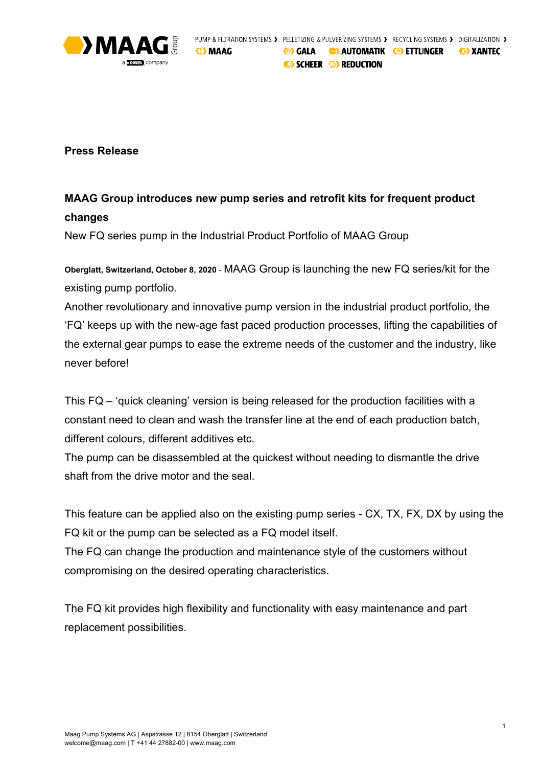**Press Release**

## MAAG Group introduces new pump series and retrofit kits for frequent product changes

New FQ series pump in the Industrial Product Portfolio of MAAG Group

**Oberglatt, Switzerland, October 8, 2020** - MAAG Group is launching the new FQ series/kit for the existing pump portfolio.

Another revolutionary and innovative pump version in the industrial product portfolio, the 'FQ' keeps up with the new-age fast paced production processes, lifting the capabilities of the external gear pumps to ease the extreme needs of the customer and the industry, like never before!

This FQ – 'quick cleaning' version is being released for the production facilities with a constant need to clean and wash the transfer line at the end of each production batch, different colours, different additives etc.

The pump can be disassembled at the quickest without needing to dismantle the drive shaft from the drive motor and the seal.

This feature can be applied also on the existing pump series - CX, TX, FX, DX by using the FQ kit or the pump can be selected as a FQ model itself.

The FQ can change the production and maintenance style of the customers without compromising on the desired operating characteristics.

The FQ kit provides high flexibility and functionality with easy maintenance and part replacement possibilities.

Maag Pump Systems AG | Aspstrasse 12 | 8154 Oberglatt | Switzerland
welcome@maag.com | T +41 44 27882-00 | www.maag.com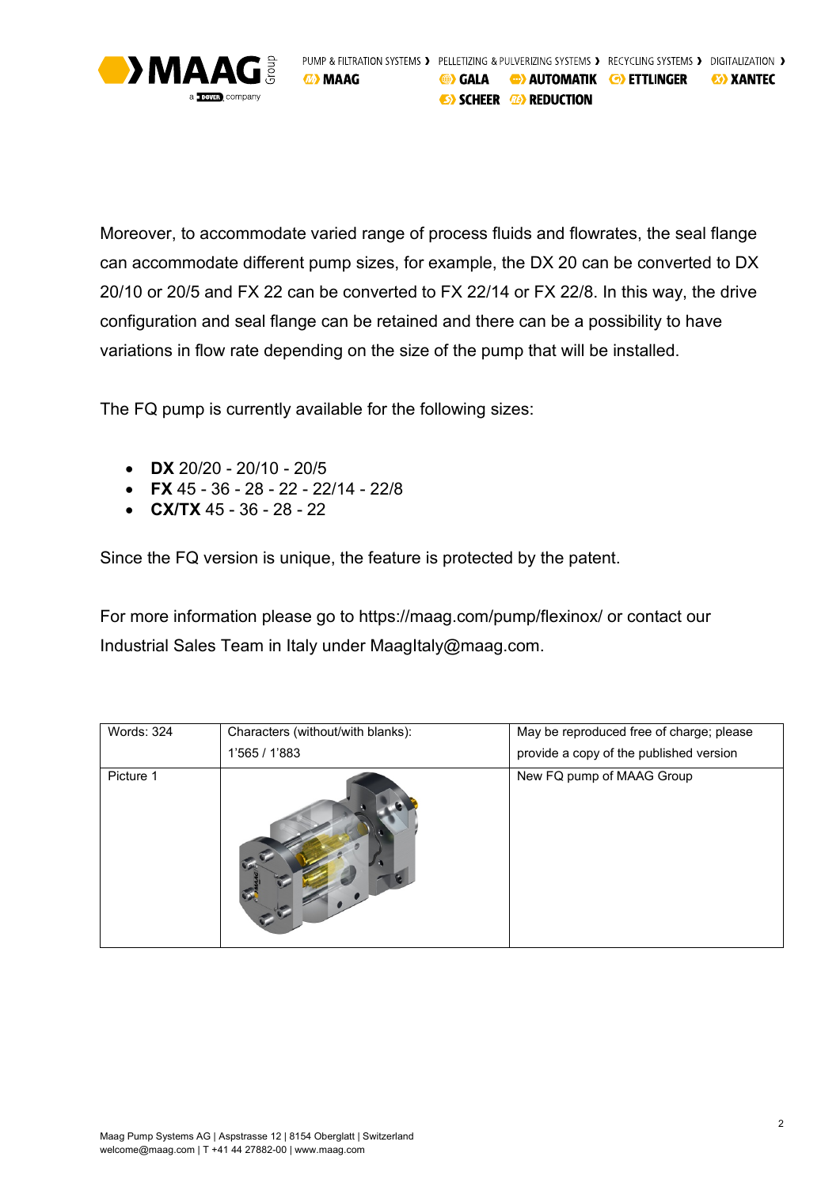Moreover, to accommodate varied range of process fluids and flowrates, the seal flange can accommodate different pump sizes, for example, the DX 20 can be converted to DX 20/10 or 20/5 and FX 22 can be converted to FX 22/14 or FX 22/8. In this way, the drive configuration and seal flange can be retained and there can be a possibility to have variations in flow rate depending on the size of the pump that will be installed.

The FQ pump is currently available for the following sizes:

- **DX** 20/20 - 20/10 - 20/5
- **FX** 45 - 36 - 28 - 22 - 22/14 - 22/8
- **CX/TX** 45 - 36 - 28 - 22

Since the FQ version is unique, the feature is protected by the patent.

For more information please go to https://maag.com/pump/flexinox/ or contact our Industrial Sales Team in Italy under MaagItaly@maag.com.

| Words: 324 | Characters (without/with blanks): 1'565 / 1'883 | May be reproduced free of charge; please provide a copy of the published version |
|---|---|---|
| Picture 1 | | New FQ pump of MAAG Group |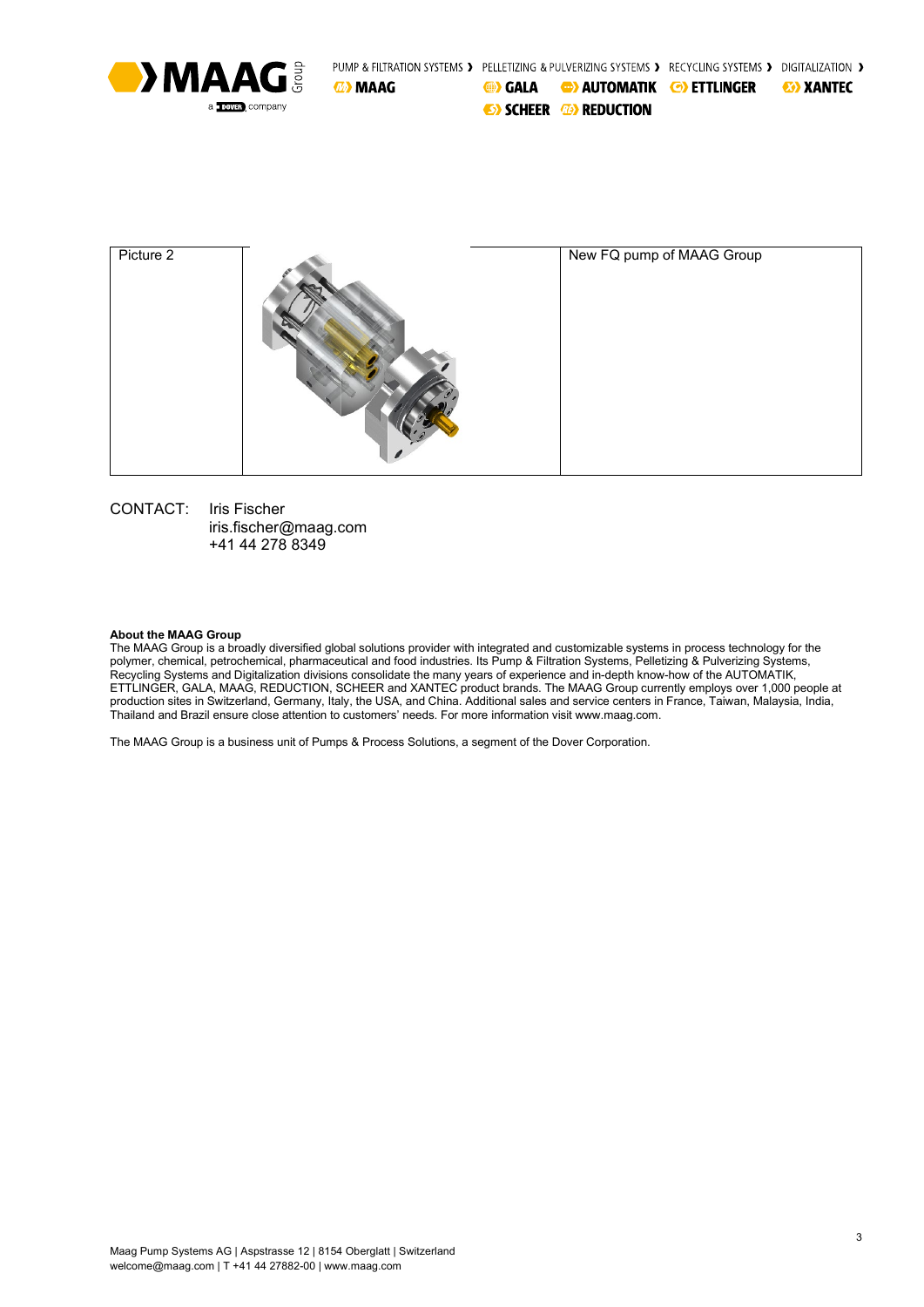| | | |
|---|---|---|
| Picture 2 | | New FQ pump of MAAG Group |

CONTACT: Iris Fischer
iris.fischer@maag.com
+41 44 278 8349

**About the MAAG Group**
The MAAG Group is a broadly diversified global solutions provider with integrated and customizable systems in process technology for the polymer, chemical, petrochemical, pharmaceutical and food industries. Its Pump & Filtration Systems, Pelletizing & Pulverizing Systems, Recycling Systems and Digitalization divisions consolidate the many years of experience and in-depth know-how of the AUTOMATIK, ETTLINGER, GALA, MAAG, REDUCTION, SCHEER and XANTEC product brands. The MAAG Group currently employs over 1,000 people at production sites in Switzerland, Germany, Italy, the USA, and China. Additional sales and service centers in France, Taiwan, Malaysia, India, Thailand and Brazil ensure close attention to customers' needs. For more information visit www.maag.com.

The MAAG Group is a business unit of Pumps & Process Solutions, a segment of the Dover Corporation.